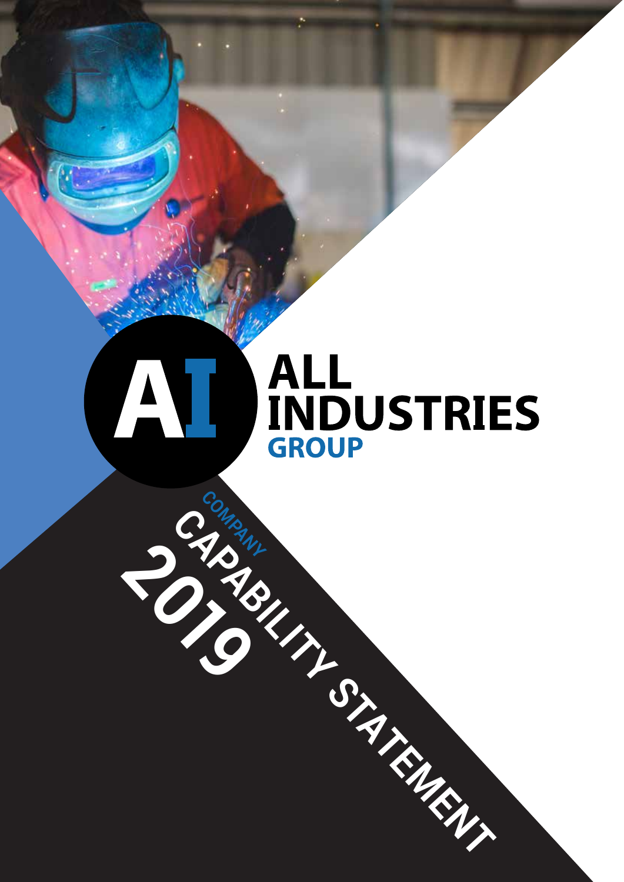# ALL INDUSTRIES GROUP

## COMPANY CAPABILITY STATEMENT 2019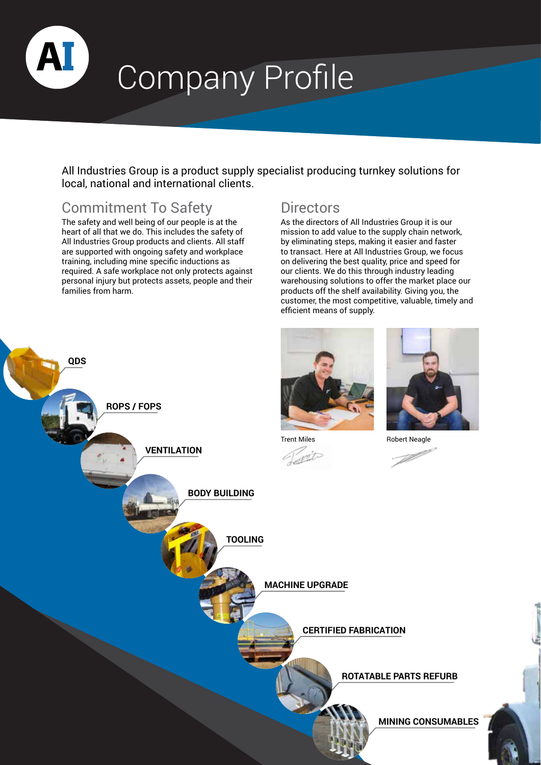# Company Profile

All Industries Group is a product supply specialist producing turnkey solutions for local, national and international clients.

## Commitment To Safety

The safety and well being of our people is at the heart of all that we do. This includes the safety of All Industries Group products and clients. All staff are supported with ongoing safety and workplace training, including mine specific inductions as required. A safe workplace not only protects against personal injury but protects assets, people and their families from harm.

## Directors

As the directors of All Industries Group it is our mission to add value to the supply chain network, by eliminating steps, making it easier and faster to transact. Here at All Industries Group, we focus on delivering the best quality, price and speed for our clients. We do this through industry leading warehousing solutions to offer the market place our products off the shelf availability. Giving you, the customer, the most competitive, valuable, timely and efficient means of supply.

Trent Miles

Robert Neagle

**QDS**

**ROPS / FOPS**

**VENTILATION**

**BODY BUILDING**

**TOOLING**

**MACHINE UPGRADE**

**CERTIFIED FABRICATION**

**ROTATABLE PARTS REFURB**

**MINING CONSUMABLES**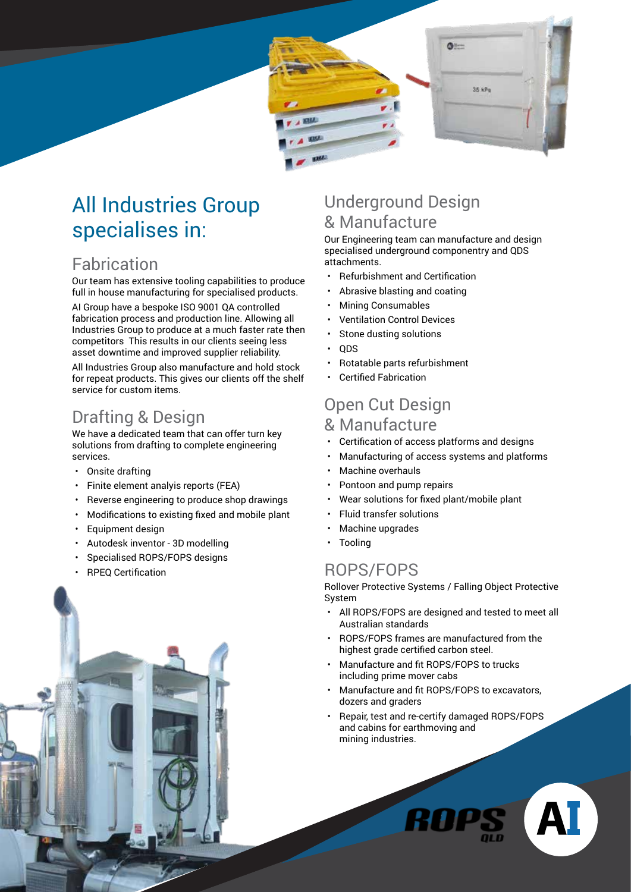# All Industries Group specialises in:

## Fabrication

Our team has extensive tooling capabilities to produce full in house manufacturing for specialised products.

AI Group have a bespoke ISO 9001 QA controlled fabrication process and production line. Allowing all Industries Group to produce at a much faster rate then competitors This results in our clients seeing less asset downtime and improved supplier reliability.

All Industries Group also manufacture and hold stock for repeat products. This gives our clients off the shelf service for custom items.

## Drafting & Design

We have a dedicated team that can offer turn key solutions from drafting to complete engineering services.

- Onsite drafting
- Finite element analyis reports (FEA)
- Reverse engineering to produce shop drawings
- Modifications to existing fixed and mobile plant
- Equipment design
- Autodesk inventor - 3D modelling
- Specialised ROPS/FOPS designs
- RPEQ Certification

## Underground Design & Manufacture

Our Engineering team can manufacture and design specialised underground componentry and QDS attachments.

- Refurbishment and Certification
- Abrasive blasting and coating
- Mining Consumables
- Ventilation Control Devices
- Stone dusting solutions
- QDS
- Rotatable parts refurbishment
- Certified Fabrication

## Open Cut Design & Manufacture

- Certification of access platforms and designs
- Manufacturing of access systems and platforms
- Machine overhauls
- Pontoon and pump repairs
- Wear solutions for fixed plant/mobile plant
- Fluid transfer solutions
- Machine upgrades
- Tooling

## ROPS/FOPS

Rollover Protective Systems / Falling Object Protective System

- All ROPS/FOPS are designed and tested to meet all Australian standards
- ROPS/FOPS frames are manufactured from the highest grade certified carbon steel.
- Manufacture and fit ROPS/FOPS to trucks including prime mover cabs
- Manufacture and fit ROPS/FOPS to excavators, dozers and graders
- Repair, test and re-certify damaged ROPS/FOPS and cabins for earthmoving and mining industries.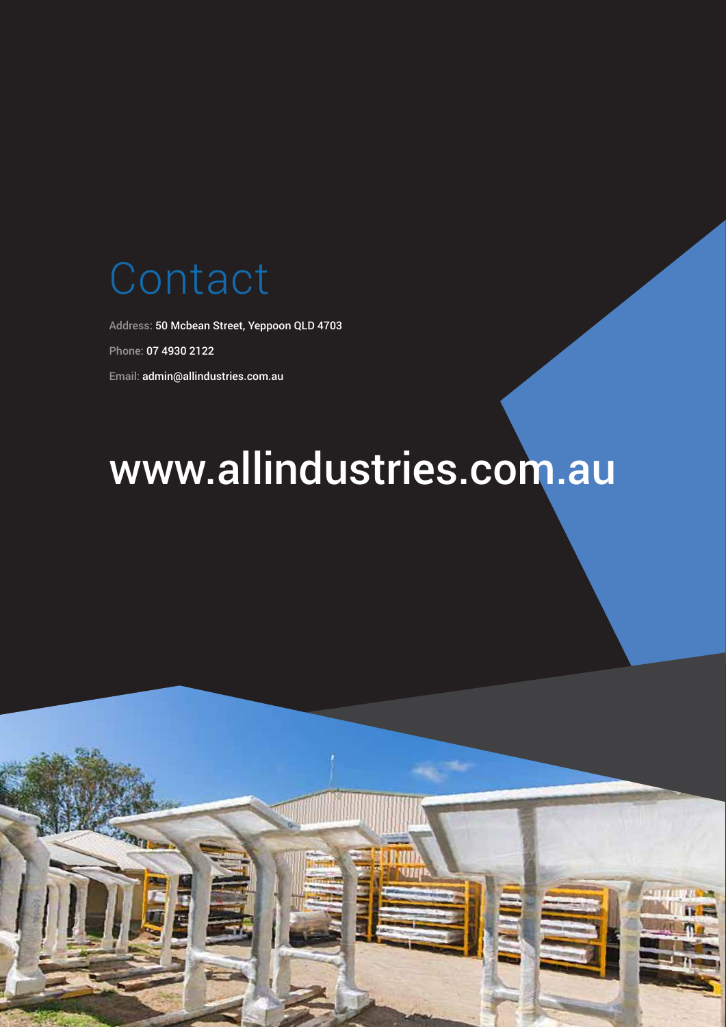# Contact

Address: 50 Mcbean Street, Yeppoon QLD 4703

Phone: 07 4930 2122

Email: admin@allindustries.com.au

## www.allindustries.com.au